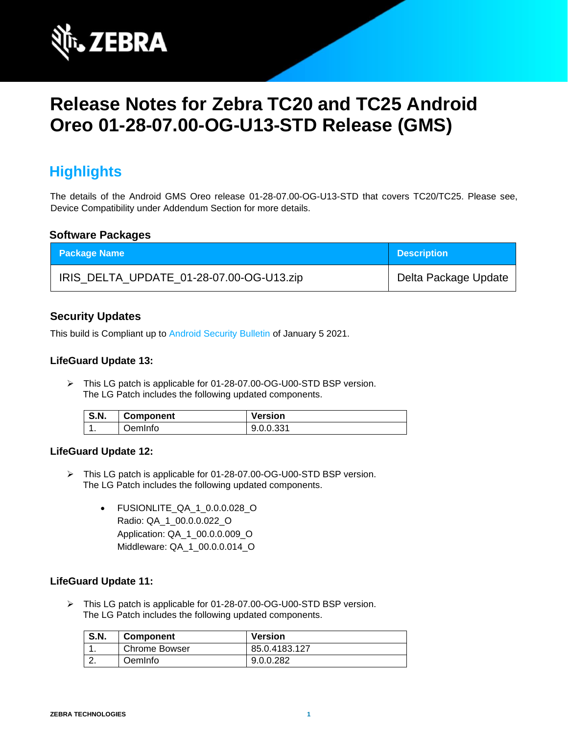# Release Notes for Zebra TC20 and TC25 Android Oreo 01-28-07.00-OG-U13-STD Release (GMS)

## Highlights

The details of the Android GMS Oreo release 01-28-07.00-OG-U13-STD that covers TC20/TC25. Please see, Device Compatibility under Addendum Section for more details.

### Software Packages

| Package Name | Description |
| --- | --- |
| IRIS_DELTA_UPDATE_01-28-07.00-OG-U13.zip | Delta Package Update |

### Security Updates

This build is Compliant up to Android Security Bulletin of January 5 2021.

### LifeGuard Update 13:

- This LG patch is applicable for 01-28-07.00-OG-U00-STD BSP version.
  The LG Patch includes the following updated components.

| S.N. | Component | Version |
| --- | --- | --- |
| 1. | OemInfo | 9.0.0.331 |

### LifeGuard Update 12:

- This LG patch is applicable for 01-28-07.00-OG-U00-STD BSP version.
  The LG Patch includes the following updated components.

  - FUSIONLITE_QA_1_0.0.0.028_O
    Radio: QA_1_00.0.0.022_O
    Application: QA_1_00.0.0.009_O
    Middleware: QA_1_00.0.0.014_O

### LifeGuard Update 11:

- This LG patch is applicable for 01-28-07.00-OG-U00-STD BSP version.
  The LG Patch includes the following updated components.

| S.N. | Component | Version |
| --- | --- | --- |
| 1. | Chrome Bowser | 85.0.4183.127 |
| 2. | OemInfo | 9.0.0.282 |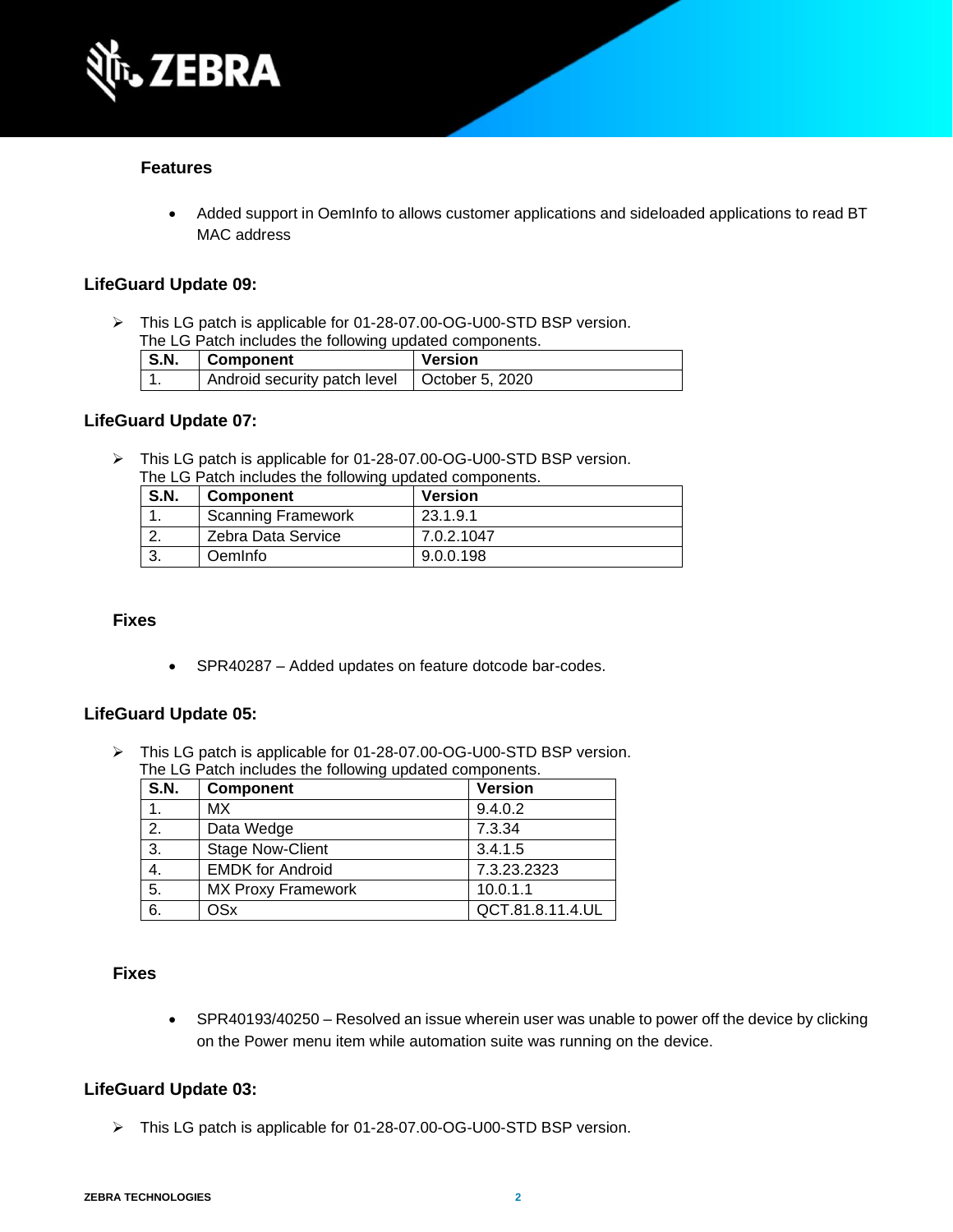### Features

- Added support in OemInfo to allows customer applications and sideloaded applications to read BT MAC address

## LifeGuard Update 09:

- This LG patch is applicable for 01-28-07.00-OG-U00-STD BSP version.
  The LG Patch includes the following updated components.

| S.N. | Component | Version |
|---|---|---|
| 1. | Android security patch level | October 5, 2020 |

## LifeGuard Update 07:

- This LG patch is applicable for 01-28-07.00-OG-U00-STD BSP version.
  The LG Patch includes the following updated components.

| S.N. | Component | Version |
|---|---|---|
| 1. | Scanning Framework | 23.1.9.1 |
| 2. | Zebra Data Service | 7.0.2.1047 |
| 3. | OemInfo | 9.0.0.198 |

### Fixes

- SPR40287 – Added updates on feature dotcode bar-codes.

## LifeGuard Update 05:

- This LG patch is applicable for 01-28-07.00-OG-U00-STD BSP version.
  The LG Patch includes the following updated components.

| S.N. | Component | Version |
|---|---|---|
| 1. | MX | 9.4.0.2 |
| 2. | Data Wedge | 7.3.34 |
| 3. | Stage Now-Client | 3.4.1.5 |
| 4. | EMDK for Android | 7.3.23.2323 |
| 5. | MX Proxy Framework | 10.0.1.1 |
| 6. | OSx | QCT.81.8.11.4.UL |

### Fixes

- SPR40193/40250 – Resolved an issue wherein user was unable to power off the device by clicking on the Power menu item while automation suite was running on the device.

## LifeGuard Update 03:

- This LG patch is applicable for 01-28-07.00-OG-U00-STD BSP version.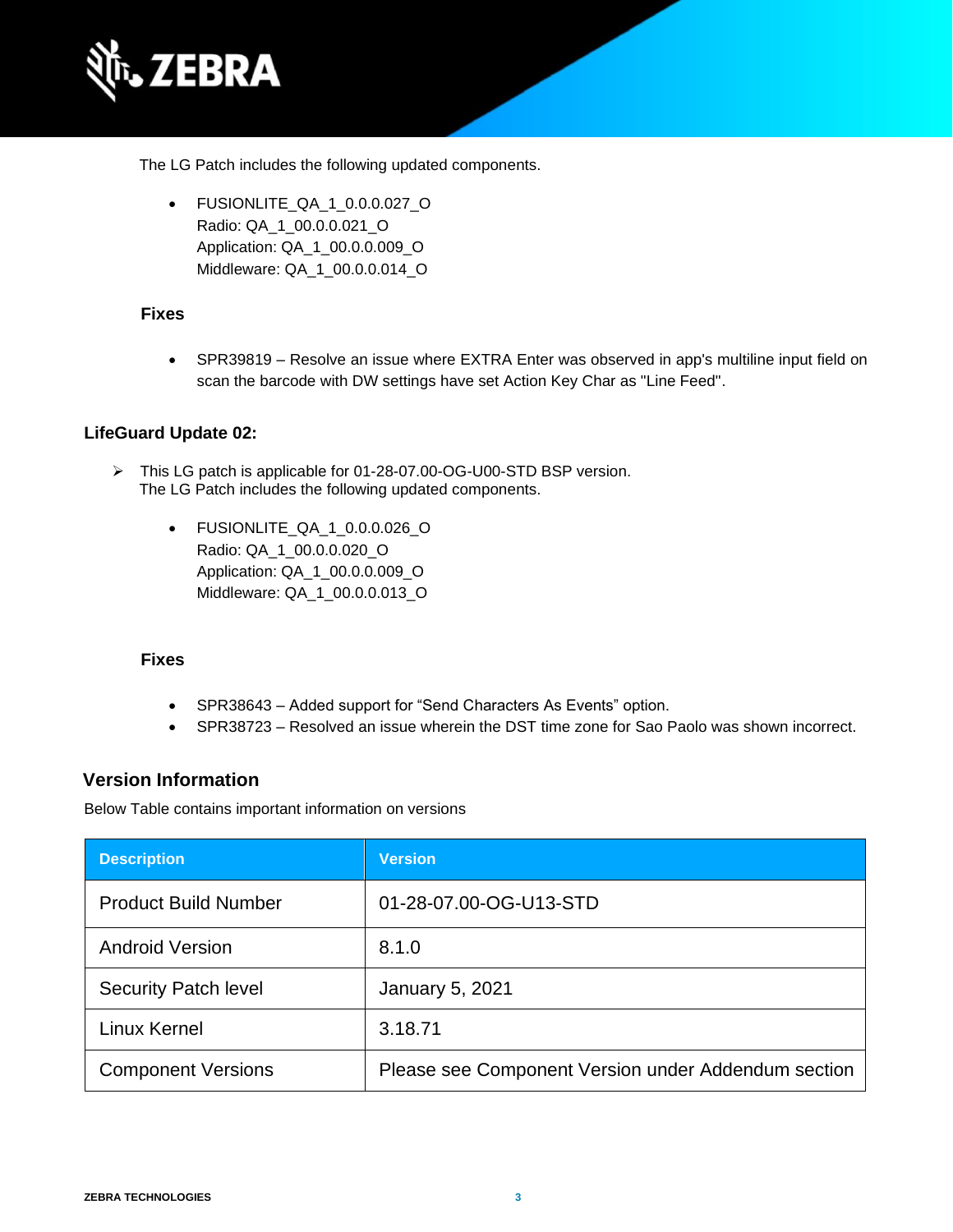The LG Patch includes the following updated components.

- FUSIONLITE_QA_1_0.0.0.027_O
  Radio: QA_1_00.0.0.021_O
  Application: QA_1_00.0.0.009_O
  Middleware: QA_1_00.0.0.014_O

**Fixes**

- SPR39819 – Resolve an issue where EXTRA Enter was observed in app's multiline input field on scan the barcode with DW settings have set Action Key Char as "Line Feed".

**LifeGuard Update 02:**

➢ This LG patch is applicable for 01-28-07.00-OG-U00-STD BSP version.
The LG Patch includes the following updated components.

- FUSIONLITE_QA_1_0.0.0.026_O
  Radio: QA_1_00.0.0.020_O
  Application: QA_1_00.0.0.009_O
  Middleware: QA_1_00.0.0.013_O

**Fixes**

- SPR38643 – Added support for “Send Characters As Events” option.
- SPR38723 – Resolved an issue wherein the DST time zone for Sao Paolo was shown incorrect.

## Version Information

Below Table contains important information on versions

| Description | Version |
|---|---|
| Product Build Number | 01-28-07.00-OG-U13-STD |
| Android Version | 8.1.0 |
| Security Patch level | January 5, 2021 |
| Linux Kernel | 3.18.71 |
| Component Versions | Please see Component Version under Addendum section |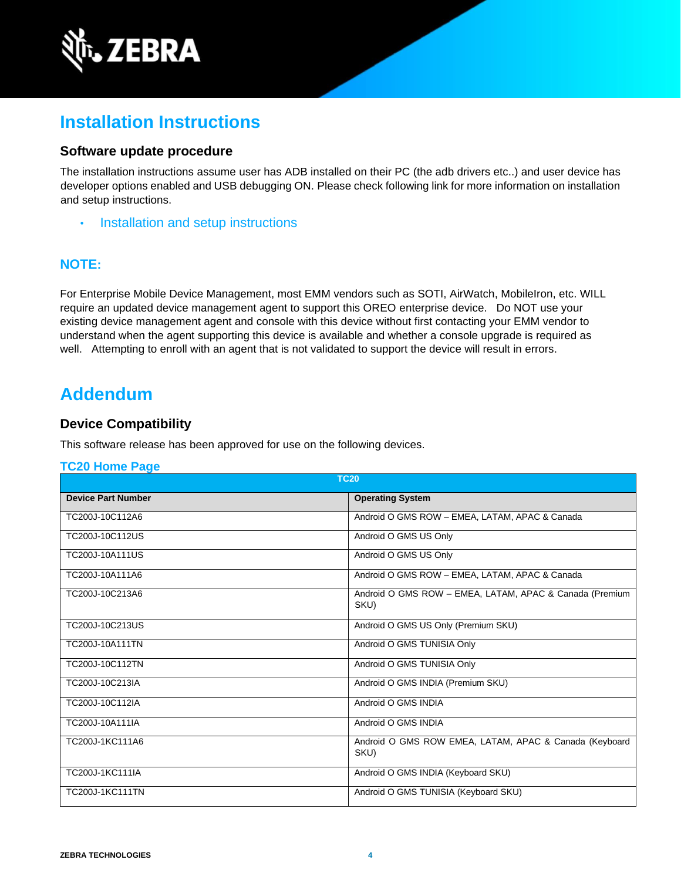# Installation Instructions

### Software update procedure

The installation instructions assume user has ADB installed on their PC (the adb drivers etc..) and user device has developer options enabled and USB debugging ON. Please check following link for more information on installation and setup instructions.

- Installation and setup instructions

**NOTE:**

For Enterprise Mobile Device Management, most EMM vendors such as SOTI, AirWatch, MobileIron, etc. WILL require an updated device management agent to support this OREO enterprise device. Do NOT use your existing device management agent and console with this device without first contacting your EMM vendor to understand when the agent supporting this device is available and whether a console upgrade is required as well. Attempting to enroll with an agent that is not validated to support the device will result in errors.

# Addendum

### Device Compatibility

This software release has been approved for use on the following devices.

**TC20 Home Page**

| TC20 | |
|---|---|
| **Device Part Number** | **Operating System** |
| TC200J-10C112A6 | Android O GMS ROW – EMEA, LATAM, APAC & Canada |
| TC200J-10C112US | Android O GMS US Only |
| TC200J-10A111US | Android O GMS US Only |
| TC200J-10A111A6 | Android O GMS ROW – EMEA, LATAM, APAC & Canada |
| TC200J-10C213A6 | Android O GMS ROW – EMEA, LATAM, APAC & Canada (Premium SKU) |
| TC200J-10C213US | Android O GMS US Only (Premium SKU) |
| TC200J-10A111TN | Android O GMS TUNISIA Only |
| TC200J-10C112TN | Android O GMS TUNISIA Only |
| TC200J-10C213IA | Android O GMS INDIA (Premium SKU) |
| TC200J-10C112IA | Android O GMS INDIA |
| TC200J-10A111IA | Android O GMS INDIA |
| TC200J-1KC111A6 | Android O GMS ROW EMEA, LATAM, APAC & Canada (Keyboard SKU) |
| TC200J-1KC111IA | Android O GMS INDIA (Keyboard SKU) |
| TC200J-1KC111TN | Android O GMS TUNISIA (Keyboard SKU) |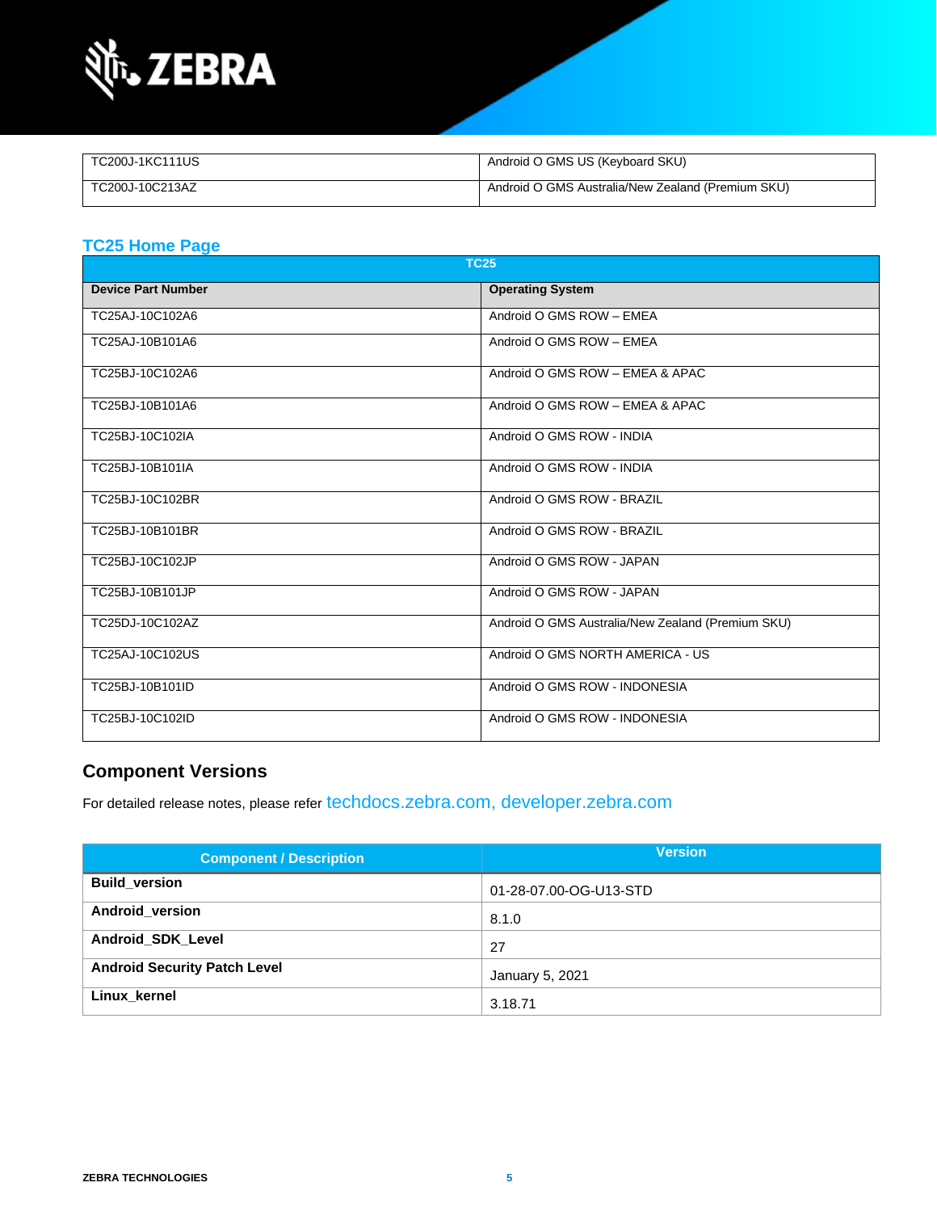| | |
|---|---|
| TC200J-1KC111US | Android O GMS US (Keyboard SKU) |
| TC200J-10C213AZ | Android O GMS Australia/New Zealand (Premium SKU) |

## TC25 Home Page

| TC25 | |
|---|---|
| **Device Part Number** | **Operating System** |
| TC25AJ-10C102A6 | Android O GMS ROW – EMEA |
| TC25AJ-10B101A6 | Android O GMS ROW – EMEA |
| TC25BJ-10C102A6 | Android O GMS ROW – EMEA & APAC |
| TC25BJ-10B101A6 | Android O GMS ROW – EMEA & APAC |
| TC25BJ-10C102IA | Android O GMS ROW - INDIA |
| TC25BJ-10B101IA | Android O GMS ROW - INDIA |
| TC25BJ-10C102BR | Android O GMS ROW - BRAZIL |
| TC25BJ-10B101BR | Android O GMS ROW - BRAZIL |
| TC25BJ-10C102JP | Android O GMS ROW - JAPAN |
| TC25BJ-10B101JP | Android O GMS ROW - JAPAN |
| TC25DJ-10C102AZ | Android O GMS Australia/New Zealand (Premium SKU) |
| TC25AJ-10C102US | Android O GMS NORTH AMERICA - US |
| TC25BJ-10B101ID | Android O GMS ROW - INDONESIA |
| TC25BJ-10C102ID | Android O GMS ROW - INDONESIA |

## Component Versions

For detailed release notes, please refer techdocs.zebra.com, developer.zebra.com

| Component / Description | Version |
|---|---|
| **Build_version** | 01-28-07.00-OG-U13-STD |
| **Android_version** | 8.1.0 |
| **Android_SDK_Level** | 27 |
| **Android Security Patch Level** | January 5, 2021 |
| **Linux_kernel** | 3.18.71 |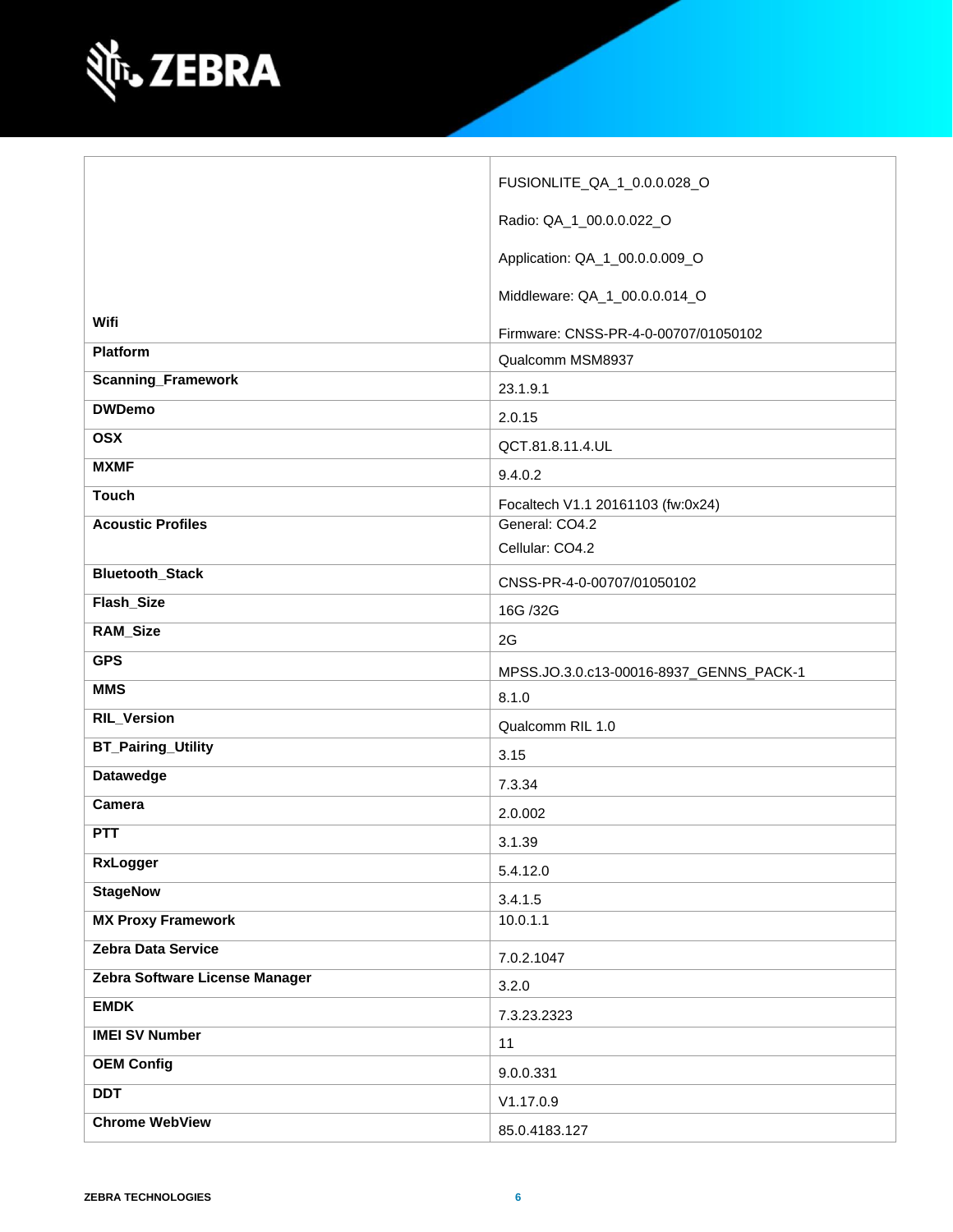| | |
|---|---|
| Wifi | FUSIONLITE_QA_1_0.0.0.028_O<br><br>Radio: QA_1_00.0.0.022_O<br><br>Application: QA_1_00.0.0.009_O<br><br>Middleware: QA_1_00.0.0.014_O<br><br>Firmware: CNSS-PR-4-0-00707/01050102 |
| **Platform** | Qualcomm MSM8937 |
| **Scanning_Framework** | 23.1.9.1 |
| **DWDemo** | 2.0.15 |
| **OSX** | QCT.81.8.11.4.UL |
| **MXMF** | 9.4.0.2 |
| **Touch** | Focaltech V1.1 20161103 (fw:0x24) |
| **Acoustic Profiles** | General: CO4.2<br>Cellular: CO4.2 |
| **Bluetooth_Stack** | CNSS-PR-4-0-00707/01050102 |
| **Flash_Size** | 16G /32G |
| **RAM_Size** | 2G |
| **GPS** | MPSS.JO.3.0.c13-00016-8937_GENNS_PACK-1 |
| **MMS** | 8.1.0 |
| **RIL_Version** | Qualcomm RIL 1.0 |
| **BT_Pairing_Utility** | 3.15 |
| **Datawedge** | 7.3.34 |
| **Camera** | 2.0.002 |
| **PTT** | 3.1.39 |
| **RxLogger** | 5.4.12.0 |
| **StageNow** | 3.4.1.5 |
| **MX Proxy Framework** | 10.0.1.1 |
| **Zebra Data Service** | 7.0.2.1047 |
| **Zebra Software License Manager** | 3.2.0 |
| **EMDK** | 7.3.23.2323 |
| **IMEI SV Number** | 11 |
| **OEM Config** | 9.0.0.331 |
| **DDT** | V1.17.0.9 |
| **Chrome WebView** | 85.0.4183.127 |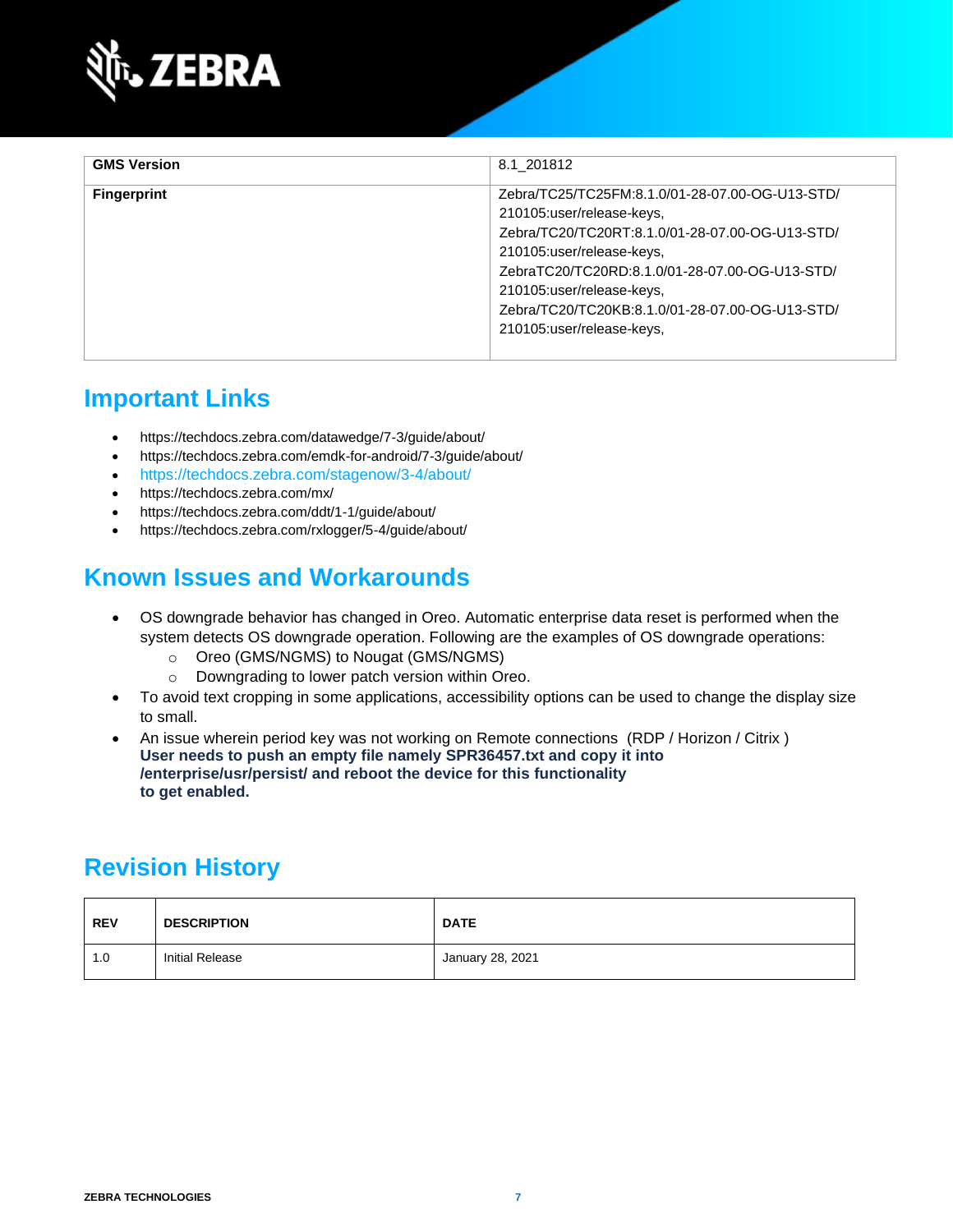| | |
|---|---|
| **GMS Version** | 8.1_201812 |
| **Fingerprint** | Zebra/TC25/TC25FM:8.1.0/01-28-07.00-OG-U13-STD/ 210105:user/release-keys, Zebra/TC20/TC20RT:8.1.0/01-28-07.00-OG-U13-STD/ 210105:user/release-keys, ZebraTC20/TC20RD:8.1.0/01-28-07.00-OG-U13-STD/ 210105:user/release-keys, Zebra/TC20/TC20KB:8.1.0/01-28-07.00-OG-U13-STD/ 210105:user/release-keys, |

## Important Links

- https://techdocs.zebra.com/datawedge/7-3/guide/about/
- https://techdocs.zebra.com/emdk-for-android/7-3/guide/about/
- https://techdocs.zebra.com/stagenow/3-4/about/
- https://techdocs.zebra.com/mx/
- https://techdocs.zebra.com/ddt/1-1/guide/about/
- https://techdocs.zebra.com/rxlogger/5-4/guide/about/

## Known Issues and Workarounds

- OS downgrade behavior has changed in Oreo. Automatic enterprise data reset is performed when the system detects OS downgrade operation. Following are the examples of OS downgrade operations:
  - Oreo (GMS/NGMS) to Nougat (GMS/NGMS)
  - Downgrading to lower patch version within Oreo.
- To avoid text cropping in some applications, accessibility options can be used to change the display size to small.
- An issue wherein period key was not working on Remote connections (RDP / Horizon / Citrix )
  **User needs to push an empty file namely SPR36457.txt and copy it into /enterprise/usr/persist/ and reboot the device for this functionality to get enabled.**

## Revision History

| REV | DESCRIPTION | DATE |
|---|---|---|
| 1.0 | Initial Release | January 28, 2021 |